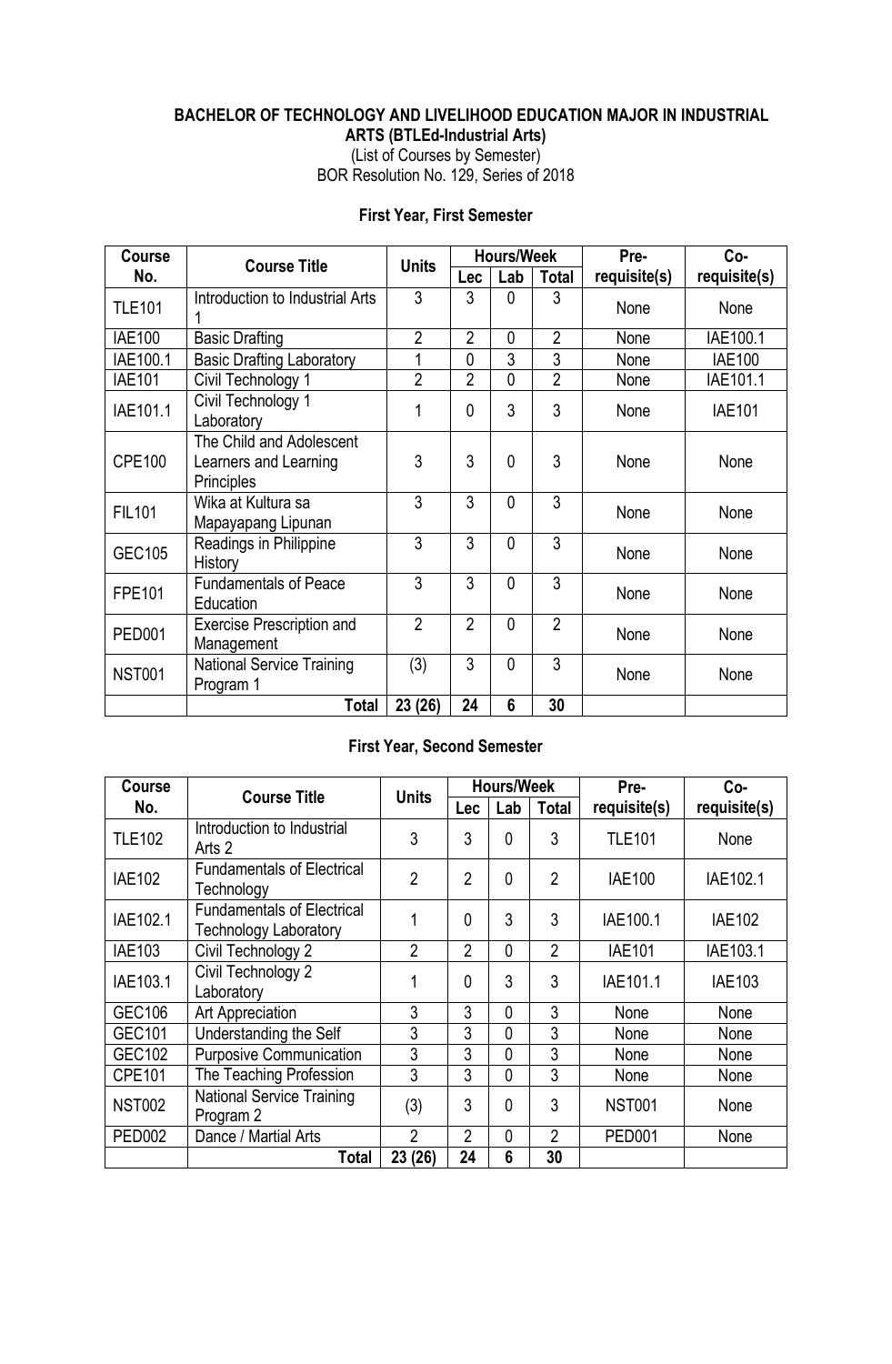**BACHELOR OF TECHNOLOGY AND LIVELIHOOD EDUCATION MAJOR IN INDUSTRIAL ARTS (BTLEd-Industrial Arts)**

(List of Courses by Semester)

BOR Resolution No. 129, Series of 2018

### First Year, First Semester

| Course No. | Course Title | Units | Hours/Week | | | Pre-requisite(s) | Co-requisite(s) |
|---|---|---|---|---|---|---|---|
| | | | Lec | Lab | Total | | |
| TLE101 | Introduction to Industrial Arts 1 | 3 | 3 | 0 | 3 | None | None |
| IAE100 | Basic Drafting | 2 | 2 | 0 | 2 | None | IAE100.1 |
| IAE100.1 | Basic Drafting Laboratory | 1 | 0 | 3 | 3 | None | IAE100 |
| IAE101 | Civil Technology 1 | 2 | 2 | 0 | 2 | None | IAE101.1 |
| IAE101.1 | Civil Technology 1 Laboratory | 1 | 0 | 3 | 3 | None | IAE101 |
| CPE100 | The Child and Adolescent Learners and Learning Principles | 3 | 3 | 0 | 3 | None | None |
| FIL101 | Wika at Kultura sa Mapayapang Lipunan | 3 | 3 | 0 | 3 | None | None |
| GEC105 | Readings in Philippine History | 3 | 3 | 0 | 3 | None | None |
| FPE101 | Fundamentals of Peace Education | 3 | 3 | 0 | 3 | None | None |
| PED001 | Exercise Prescription and Management | 2 | 2 | 0 | 2 | None | None |
| NST001 | National Service Training Program 1 | (3) | 3 | 0 | 3 | None | None |
| | **Total** | **23 (26)** | **24** | **6** | **30** | | |

### First Year, Second Semester

| Course No. | Course Title | Units | Hours/Week | | | Pre-requisite(s) | Co-requisite(s) |
|---|---|---|---|---|---|---|---|
| | | | Lec | Lab | Total | | |
| TLE102 | Introduction to Industrial Arts 2 | 3 | 3 | 0 | 3 | TLE101 | None |
| IAE102 | Fundamentals of Electrical Technology | 2 | 2 | 0 | 2 | IAE100 | IAE102.1 |
| IAE102.1 | Fundamentals of Electrical Technology Laboratory | 1 | 0 | 3 | 3 | IAE100.1 | IAE102 |
| IAE103 | Civil Technology 2 | 2 | 2 | 0 | 2 | IAE101 | IAE103.1 |
| IAE103.1 | Civil Technology 2 Laboratory | 1 | 0 | 3 | 3 | IAE101.1 | IAE103 |
| GEC106 | Art Appreciation | 3 | 3 | 0 | 3 | None | None |
| GEC101 | Understanding the Self | 3 | 3 | 0 | 3 | None | None |
| GEC102 | Purposive Communication | 3 | 3 | 0 | 3 | None | None |
| CPE101 | The Teaching Profession | 3 | 3 | 0 | 3 | None | None |
| NST002 | National Service Training Program 2 | (3) | 3 | 0 | 3 | NST001 | None |
| PED002 | Dance / Martial Arts | 2 | 2 | 0 | 2 | PED001 | None |
| | **Total** | **23 (26)** | **24** | **6** | **30** | | |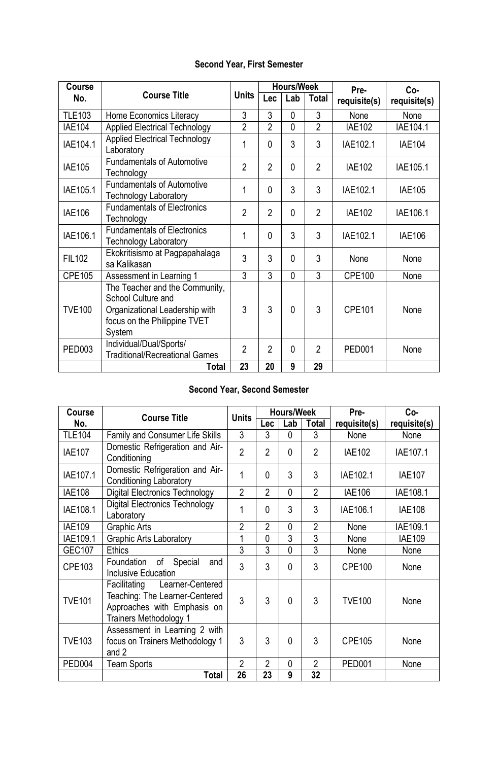**Second Year, First Semester**

| Course No. | Course Title | Units | Hours/Week | | | Pre-requisite(s) | Co-requisite(s) |
|---|---|---|---|---|---|---|---|
| | | | Lec | Lab | Total | | |
| TLE103 | Home Economics Literacy | 3 | 3 | 0 | 3 | None | None |
| IAE104 | Applied Electrical Technology | 2 | 2 | 0 | 2 | IAE102 | IAE104.1 |
| IAE104.1 | Applied Electrical Technology Laboratory | 1 | 0 | 3 | 3 | IAE102.1 | IAE104 |
| IAE105 | Fundamentals of Automotive Technology | 2 | 2 | 0 | 2 | IAE102 | IAE105.1 |
| IAE105.1 | Fundamentals of Automotive Technology Laboratory | 1 | 0 | 3 | 3 | IAE102.1 | IAE105 |
| IAE106 | Fundamentals of Electronics Technology | 2 | 2 | 0 | 2 | IAE102 | IAE106.1 |
| IAE106.1 | Fundamentals of Electronics Technology Laboratory | 1 | 0 | 3 | 3 | IAE102.1 | IAE106 |
| FIL102 | Ekokritisismo at Pagpapahalaga sa Kalikasan | 3 | 3 | 0 | 3 | None | None |
| CPE105 | Assessment in Learning 1 | 3 | 3 | 0 | 3 | CPE100 | None |
| TVE100 | The Teacher and the Community, School Culture and Organizational Leadership with focus on the Philippine TVET System | 3 | 3 | 0 | 3 | CPE101 | None |
| PED003 | Individual/Dual/Sports/ Traditional/Recreational Games | 2 | 2 | 0 | 2 | PED001 | None |
| | **Total** | **23** | **20** | **9** | **29** | | |

**Second Year, Second Semester**

| Course No. | Course Title | Units | Hours/Week | | | Pre-requisite(s) | Co-requisite(s) |
|---|---|---|---|---|---|---|---|
| | | | Lec | Lab | Total | | |
| TLE104 | Family and Consumer Life Skills | 3 | 3 | 0 | 3 | None | None |
| IAE107 | Domestic Refrigeration and Air-Conditioning | 2 | 2 | 0 | 2 | IAE102 | IAE107.1 |
| IAE107.1 | Domestic Refrigeration and Air-Conditioning Laboratory | 1 | 0 | 3 | 3 | IAE102.1 | IAE107 |
| IAE108 | Digital Electronics Technology | 2 | 2 | 0 | 2 | IAE106 | IAE108.1 |
| IAE108.1 | Digital Electronics Technology Laboratory | 1 | 0 | 3 | 3 | IAE106.1 | IAE108 |
| IAE109 | Graphic Arts | 2 | 2 | 0 | 2 | None | IAE109.1 |
| IAE109.1 | Graphic Arts Laboratory | 1 | 0 | 3 | 3 | None | IAE109 |
| GEC107 | Ethics | 3 | 3 | 0 | 3 | None | None |
| CPE103 | Foundation of Special and Inclusive Education | 3 | 3 | 0 | 3 | CPE100 | None |
| TVE101 | Facilitating Learner-Centered Teaching: The Learner-Centered Approaches with Emphasis on Trainers Methodology 1 | 3 | 3 | 0 | 3 | TVE100 | None |
| TVE103 | Assessment in Learning 2 with focus on Trainers Methodology 1 and 2 | 3 | 3 | 0 | 3 | CPE105 | None |
| PED004 | Team Sports | 2 | 2 | 0 | 2 | PED001 | None |
| | **Total** | **26** | **23** | **9** | **32** | | |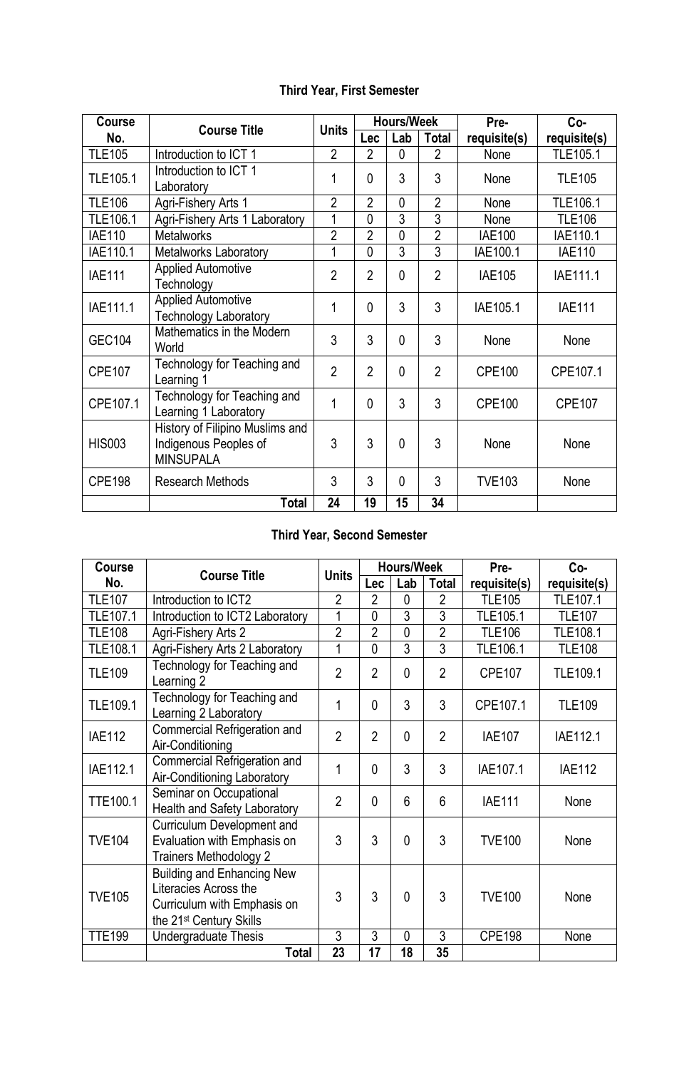### Third Year, First Semester

| Course No. | Course Title | Units | Hours/Week | | | Pre-requisite(s) | Co-requisite(s) |
|---|---|---|---|---|---|---|---|
| | | | Lec | Lab | Total | | |
| TLE105 | Introduction to ICT 1 | 2 | 2 | 0 | 2 | None | TLE105.1 |
| TLE105.1 | Introduction to ICT 1 Laboratory | 1 | 0 | 3 | 3 | None | TLE105 |
| TLE106 | Agri-Fishery Arts 1 | 2 | 2 | 0 | 2 | None | TLE106.1 |
| TLE106.1 | Agri-Fishery Arts 1 Laboratory | 1 | 0 | 3 | 3 | None | TLE106 |
| IAE110 | Metalworks | 2 | 2 | 0 | 2 | IAE100 | IAE110.1 |
| IAE110.1 | Metalworks Laboratory | 1 | 0 | 3 | 3 | IAE100.1 | IAE110 |
| IAE111 | Applied Automotive Technology | 2 | 2 | 0 | 2 | IAE105 | IAE111.1 |
| IAE111.1 | Applied Automotive Technology Laboratory | 1 | 0 | 3 | 3 | IAE105.1 | IAE111 |
| GEC104 | Mathematics in the Modern World | 3 | 3 | 0 | 3 | None | None |
| CPE107 | Technology for Teaching and Learning 1 | 2 | 2 | 0 | 2 | CPE100 | CPE107.1 |
| CPE107.1 | Technology for Teaching and Learning 1 Laboratory | 1 | 0 | 3 | 3 | CPE100 | CPE107 |
| HIS003 | History of Filipino Muslims and Indigenous Peoples of MINSUPALA | 3 | 3 | 0 | 3 | None | None |
| CPE198 | Research Methods | 3 | 3 | 0 | 3 | TVE103 | None |
| | **Total** | **24** | **19** | **15** | **34** | | |

### Third Year, Second Semester

| Course No. | Course Title | Units | Hours/Week | | | Pre-requisite(s) | Co-requisite(s) |
|---|---|---|---|---|---|---|---|
| | | | Lec | Lab | Total | | |
| TLE107 | Introduction to ICT2 | 2 | 2 | 0 | 2 | TLE105 | TLE107.1 |
| TLE107.1 | Introduction to ICT2 Laboratory | 1 | 0 | 3 | 3 | TLE105.1 | TLE107 |
| TLE108 | Agri-Fishery Arts 2 | 2 | 2 | 0 | 2 | TLE106 | TLE108.1 |
| TLE108.1 | Agri-Fishery Arts 2 Laboratory | 1 | 0 | 3 | 3 | TLE106.1 | TLE108 |
| TLE109 | Technology for Teaching and Learning 2 | 2 | 2 | 0 | 2 | CPE107 | TLE109.1 |
| TLE109.1 | Technology for Teaching and Learning 2 Laboratory | 1 | 0 | 3 | 3 | CPE107.1 | TLE109 |
| IAE112 | Commercial Refrigeration and Air-Conditioning | 2 | 2 | 0 | 2 | IAE107 | IAE112.1 |
| IAE112.1 | Commercial Refrigeration and Air-Conditioning Laboratory | 1 | 0 | 3 | 3 | IAE107.1 | IAE112 |
| TTE100.1 | Seminar on Occupational Health and Safety Laboratory | 2 | 0 | 6 | 6 | IAE111 | None |
| TVE104 | Curriculum Development and Evaluation with Emphasis on Trainers Methodology 2 | 3 | 3 | 0 | 3 | TVE100 | None |
| TVE105 | Building and Enhancing New Literacies Across the Curriculum with Emphasis on the 21st Century Skills | 3 | 3 | 0 | 3 | TVE100 | None |
| TTE199 | Undergraduate Thesis | 3 | 3 | 0 | 3 | CPE198 | None |
| | **Total** | **23** | **17** | **18** | **35** | | |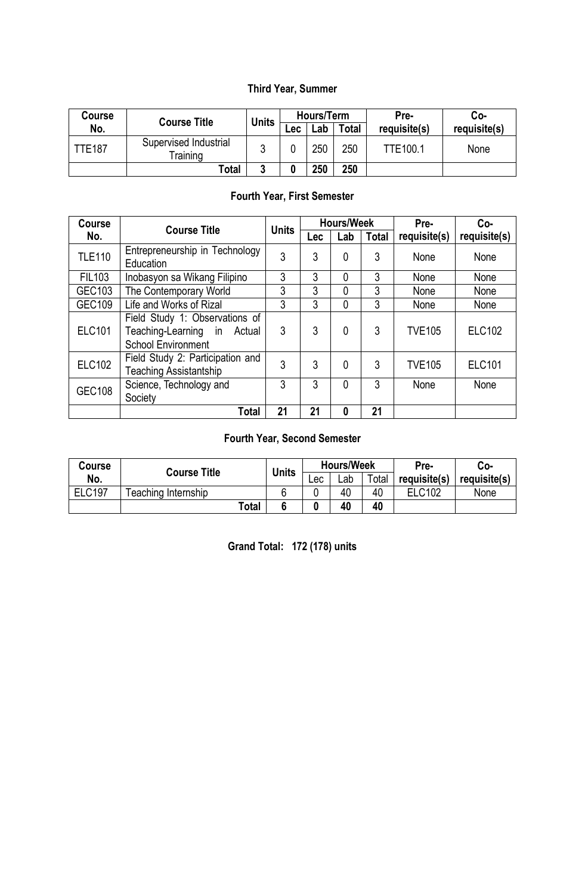### Third Year, Summer

| Course No. | Course Title | Units | Hours/Term | | | Pre-requisite(s) | Co-requisite(s) |
|---|---|---|---|---|---|---|---|
| | | | Lec | Lab | Total | | |
| TTE187 | Supervised Industrial Training | 3 | 0 | 250 | 250 | TTE100.1 | None |
| | **Total** | **3** | **0** | **250** | **250** | | |

### Fourth Year, First Semester

| Course No. | Course Title | Units | Hours/Week | | | Pre-requisite(s) | Co-requisite(s) |
|---|---|---|---|---|---|---|---|
| | | | Lec | Lab | Total | | |
| TLE110 | Entrepreneurship in Technology Education | 3 | 3 | 0 | 3 | None | None |
| FIL103 | Inobasyon sa Wikang Filipino | 3 | 3 | 0 | 3 | None | None |
| GEC103 | The Contemporary World | 3 | 3 | 0 | 3 | None | None |
| GEC109 | Life and Works of Rizal | 3 | 3 | 0 | 3 | None | None |
| ELC101 | Field Study 1: Observations of Teaching-Learning in Actual School Environment | 3 | 3 | 0 | 3 | TVE105 | ELC102 |
| ELC102 | Field Study 2: Participation and Teaching Assistantship | 3 | 3 | 0 | 3 | TVE105 | ELC101 |
| GEC108 | Science, Technology and Society | 3 | 3 | 0 | 3 | None | None |
| | **Total** | **21** | **21** | **0** | **21** | | |

### Fourth Year, Second Semester

| Course No. | Course Title | Units | Hours/Week | | | Pre-requisite(s) | Co-requisite(s) |
|---|---|---|---|---|---|---|---|
| | | | Lec | Lab | Total | | |
| ELC197 | Teaching Internship | 6 | 0 | 40 | 40 | ELC102 | None |
| | **Total** | **6** | **0** | **40** | **40** | | |

**Grand Total: 172 (178) units**